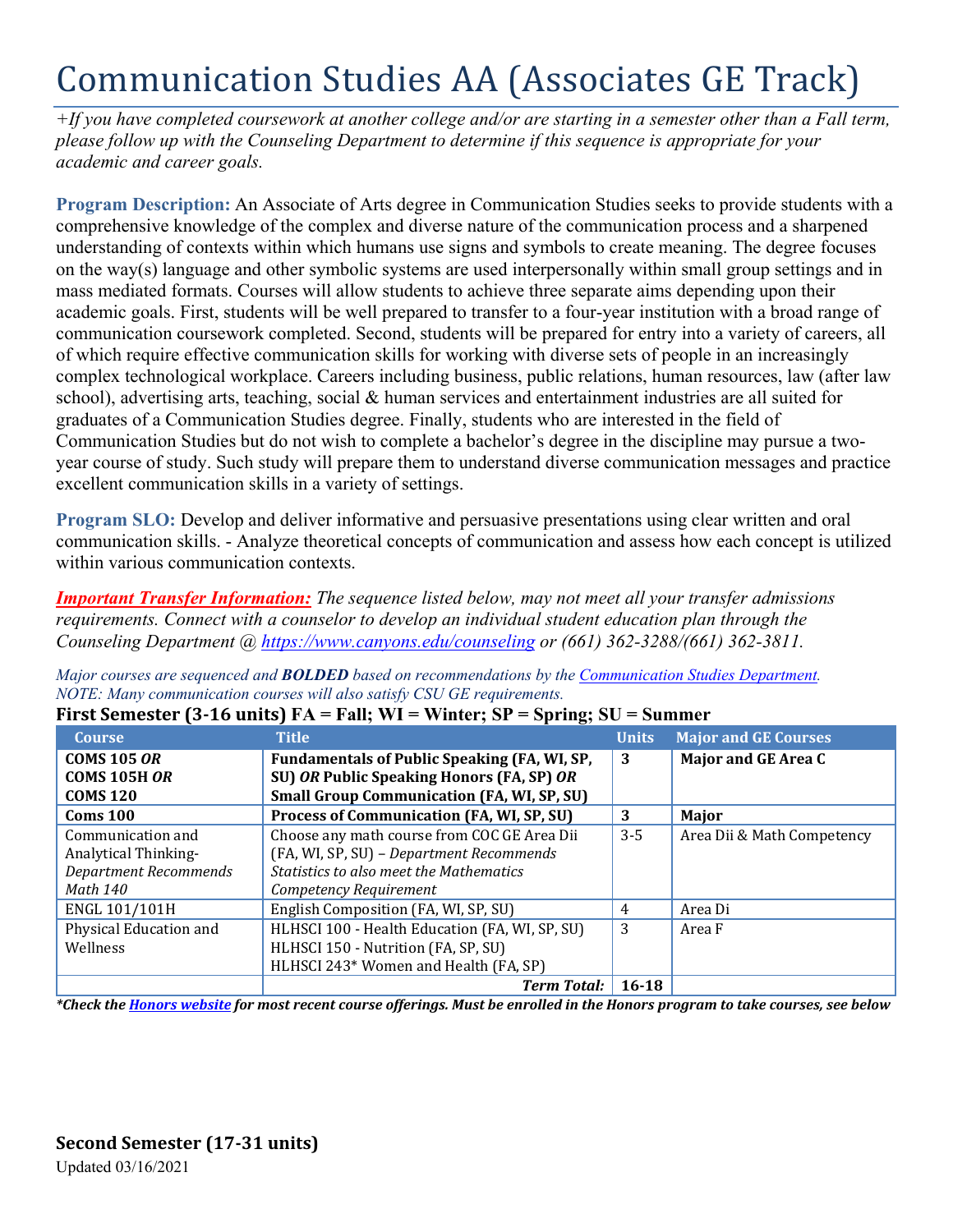# Communication Studies AA (Associates GE Track)

*+If you have completed coursework at another college and/or are starting in a semester other than a Fall term, please follow up with the Counseling Department to determine if this sequence is appropriate for your academic and career goals.*

**Program Description:** An Associate of Arts degree in Communication Studies seeks to provide students with a comprehensive knowledge of the complex and diverse nature of the communication process and a sharpened understanding of contexts within which humans use signs and symbols to create meaning. The degree focuses on the way(s) language and other symbolic systems are used interpersonally within small group settings and in mass mediated formats. Courses will allow students to achieve three separate aims depending upon their academic goals. First, students will be well prepared to transfer to a four-year institution with a broad range of communication coursework completed. Second, students will be prepared for entry into a variety of careers, all of which require effective communication skills for working with diverse sets of people in an increasingly complex technological workplace. Careers including business, public relations, human resources, law (after law school), advertising arts, teaching, social & human services and entertainment industries are all suited for graduates of a Communication Studies degree. Finally, students who are interested in the field of Communication Studies but do not wish to complete a bachelor's degree in the discipline may pursue a two-year course of study. Such study will prepare them to understand diverse communication messages and practice excellent communication skills in a variety of settings.

**Program SLO:** Develop and deliver informative and persuasive presentations using clear written and oral communication skills. - Analyze theoretical concepts of communication and assess how each concept is utilized within various communication contexts.

***Important Transfer Information:*** *The sequence listed below, may not meet all your transfer admissions requirements. Connect with a counselor to develop an individual student education plan through the Counseling Department @ https://www.canyons.edu/counseling or (661) 362-3288/(661) 362-3811.*

*Major courses are sequenced and **BOLDED** based on recommendations by the Communication Studies Department.*
*NOTE: Many communication courses will also satisfy CSU GE requirements.*

**First Semester (3-16 units) FA = Fall; WI = Winter; SP = Spring; SU = Summer**

| Course | Title | Units | Major and GE Courses |
|---|---|---|---|
| **COMS 105 *OR* COMS 105H *OR* COMS 120** | **Fundamentals of Public Speaking (FA, WI, SP, SU) *OR* Public Speaking Honors (FA, SP) *OR* Small Group Communication (FA, WI, SP, SU)** | **3** | **Major and GE Area C** |
| **Coms 100** | **Process of Communication (FA, WI, SP, SU)** | **3** | **Major** |
| Communication and Analytical Thinking- *Department Recommends Math 140* | Choose any math course from COC GE Area Dii (FA, WI, SP, SU) – *Department Recommends Statistics to also meet the Mathematics Competency Requirement* | 3-5 | Area Dii & Math Competency |
| ENGL 101/101H | English Composition (FA, WI, SP, SU) | 4 | Area Di |
| Physical Education and Wellness | HLHSCI 100 - Health Education (FA, WI, SP, SU)<br>HLHSCI 150 - Nutrition (FA, SP, SU)<br>HLHSCI 243* Women and Health (FA, SP) | 3 | Area F |
| | ***Term Total:*** | **16-18** | |

***Check the Honors website for most recent course offerings. Must be enrolled in the Honors program to take courses, see below***

**Second Semester (17-31 units)**

Updated 03/16/2021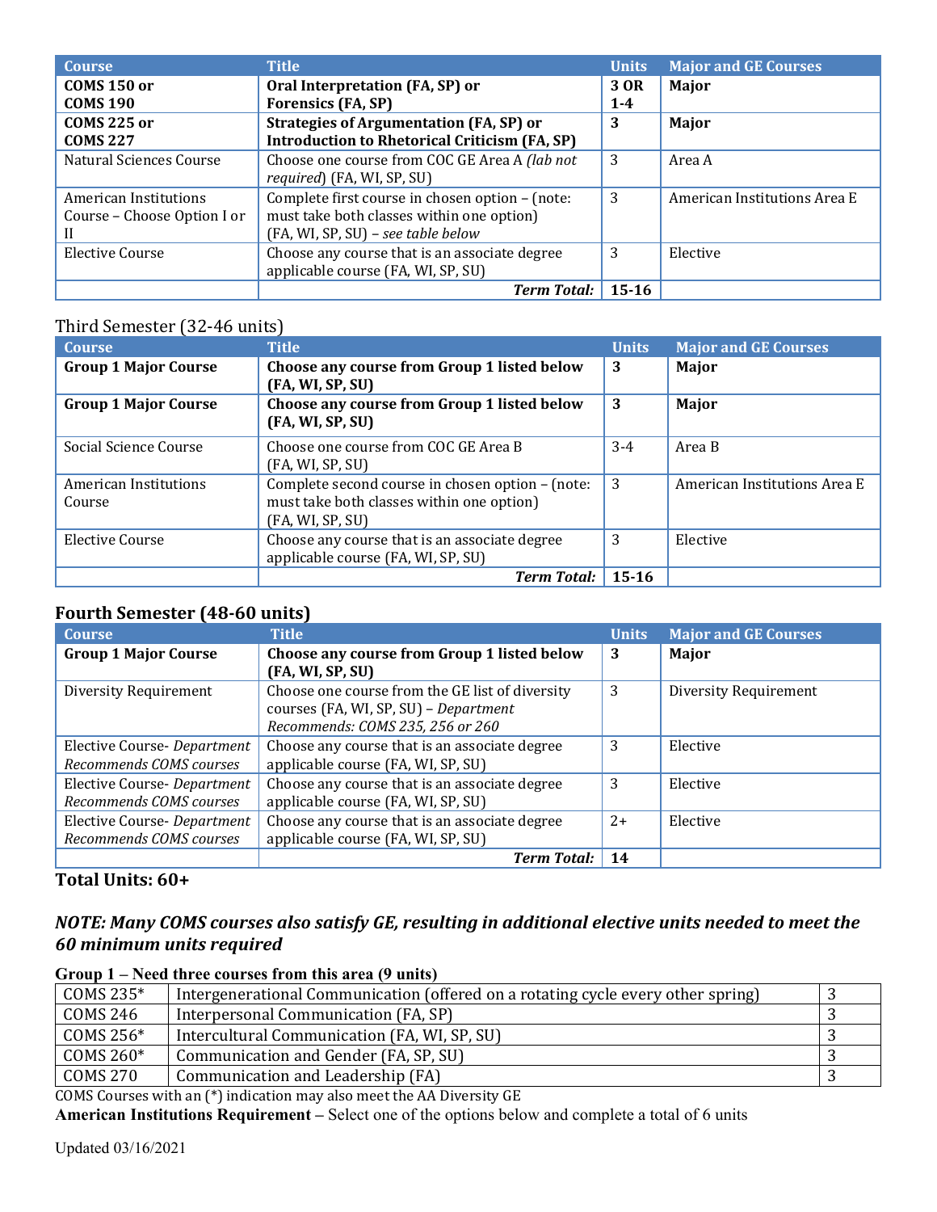| Course | Title | Units | Major and GE Courses |
|---|---|---|---|
| **COMS 150 or COMS 190** | **Oral Interpretation (FA, SP) or Forensics (FA, SP)** | **3 OR 1-4** | **Major** |
| **COMS 225 or COMS 227** | **Strategies of Argumentation (FA, SP) or Introduction to Rhetorical Criticism (FA, SP)** | **3** | **Major** |
| Natural Sciences Course | Choose one course from COC GE Area A *(lab not required)* (FA, WI, SP, SU) | 3 | Area A |
| American Institutions Course – Choose Option I or II | Complete first course in chosen option – (note: must take both classes within one option) (FA, WI, SP, SU) – *see table below* | 3 | American Institutions Area E |
| Elective Course | Choose any course that is an associate degree applicable course (FA, WI, SP, SU) | 3 | Elective |
| | ***Term Total:*** | **15-16** | |

Third Semester (32-46 units)

| Course | Title | Units | Major and GE Courses |
|---|---|---|---|
| **Group 1 Major Course** | **Choose any course from Group 1 listed below (FA, WI, SP, SU)** | **3** | **Major** |
| **Group 1 Major Course** | **Choose any course from Group 1 listed below (FA, WI, SP, SU)** | **3** | **Major** |
| Social Science Course | Choose one course from COC GE Area B (FA, WI, SP, SU) | 3-4 | Area B |
| American Institutions Course | Complete second course in chosen option – (note: must take both classes within one option) (FA, WI, SP, SU) | 3 | American Institutions Area E |
| Elective Course | Choose any course that is an associate degree applicable course (FA, WI, SP, SU) | 3 | Elective |
| | ***Term Total:*** | **15-16** | |

## Fourth Semester (48-60 units)

| Course | Title | Units | Major and GE Courses |
|---|---|---|---|
| **Group 1 Major Course** | **Choose any course from Group 1 listed below (FA, WI, SP, SU)** | **3** | **Major** |
| Diversity Requirement | Choose one course from the GE list of diversity courses (FA, WI, SP, SU) – *Department Recommends: COMS 235, 256 or 260* | 3 | Diversity Requirement |
| Elective Course- *Department Recommends COMS courses* | Choose any course that is an associate degree applicable course (FA, WI, SP, SU) | 3 | Elective |
| Elective Course- *Department Recommends COMS courses* | Choose any course that is an associate degree applicable course (FA, WI, SP, SU) | 3 | Elective |
| Elective Course- *Department Recommends COMS courses* | Choose any course that is an associate degree applicable course (FA, WI, SP, SU) | 2+ | Elective |
| | ***Term Total:*** | **14** | |

**Total Units: 60+**

***NOTE: Many COMS courses also satisfy GE, resulting in additional elective units needed to meet the 60 minimum units required***

**Group 1 – Need three courses from this area (9 units)**

| Course | Title | Units |
|---|---|---|
| COMS 235* | Intergenerational Communication (offered on a rotating cycle every other spring) | 3 |
| COMS 246 | Interpersonal Communication (FA, SP) | 3 |
| COMS 256* | Intercultural Communication (FA, WI, SP, SU) | 3 |
| COMS 260* | Communication and Gender (FA, SP, SU) | 3 |
| COMS 270 | Communication and Leadership (FA) | 3 |

COMS Courses with an (*) indication may also meet the AA Diversity GE

**American Institutions Requirement** – Select one of the options below and complete a total of 6 units

Updated 03/16/2021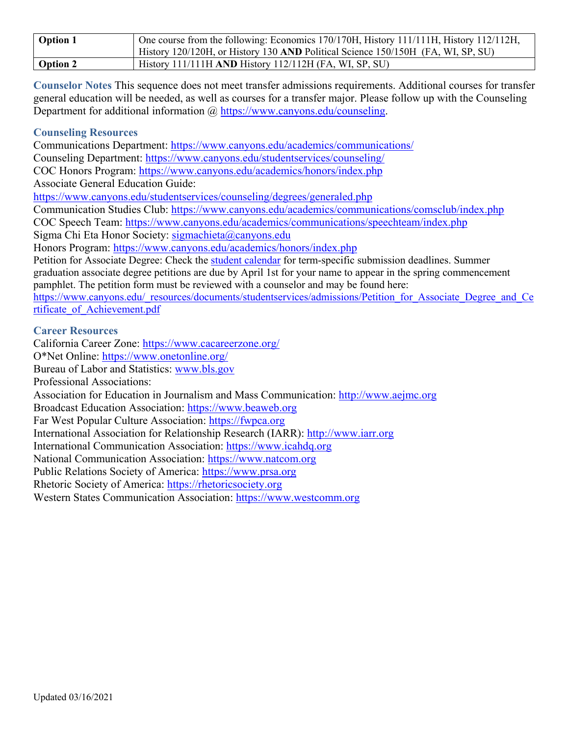| | |
|---|---|
| **Option 1** | One course from the following: Economics 170/170H, History 111/111H, History 112/112H, History 120/120H, or History 130 **AND** Political Science 150/150H (FA, WI, SP, SU) |
| **Option 2** | History 111/111H **AND** History 112/112H (FA, WI, SP, SU) |

**Counselor Notes** This sequence does not meet transfer admissions requirements. Additional courses for transfer general education will be needed, as well as courses for a transfer major. Please follow up with the Counseling Department for additional information @ https://www.canyons.edu/counseling.

### Counseling Resources

Communications Department: https://www.canyons.edu/academics/communications/
Counseling Department: https://www.canyons.edu/studentservices/counseling/
COC Honors Program: https://www.canyons.edu/academics/honors/index.php
Associate General Education Guide:
https://www.canyons.edu/studentservices/counseling/degrees/generaled.php
Communication Studies Club: https://www.canyons.edu/academics/communications/comsclub/index.php
COC Speech Team: https://www.canyons.edu/academics/communications/speechteam/index.php
Sigma Chi Eta Honor Society: sigmachieta@canyons.edu
Honors Program: https://www.canyons.edu/academics/honors/index.php
Petition for Associate Degree: Check the student calendar for term-specific submission deadlines. Summer graduation associate degree petitions are due by April 1st for your name to appear in the spring commencement pamphlet. The petition form must be reviewed with a counselor and may be found here:
https://www.canyons.edu/_resources/documents/studentservices/admissions/Petition_for_Associate_Degree_and_Certificate_of_Achievement.pdf

### Career Resources

California Career Zone: https://www.cacareerzone.org/
O*Net Online: https://www.onetonline.org/
Bureau of Labor and Statistics: www.bls.gov
Professional Associations:
Association for Education in Journalism and Mass Communication: http://www.aejmc.org
Broadcast Education Association: https://www.beaweb.org
Far West Popular Culture Association: https://fwpca.org
International Association for Relationship Research (IARR): http://www.iarr.org
International Communication Association: https://www.icahdq.org
National Communication Association: https://www.natcom.org
Public Relations Society of America: https://www.prsa.org
Rhetoric Society of America: https://rhetoricsociety.org
Western States Communication Association: https://www.westcomm.org

Updated 03/16/2021